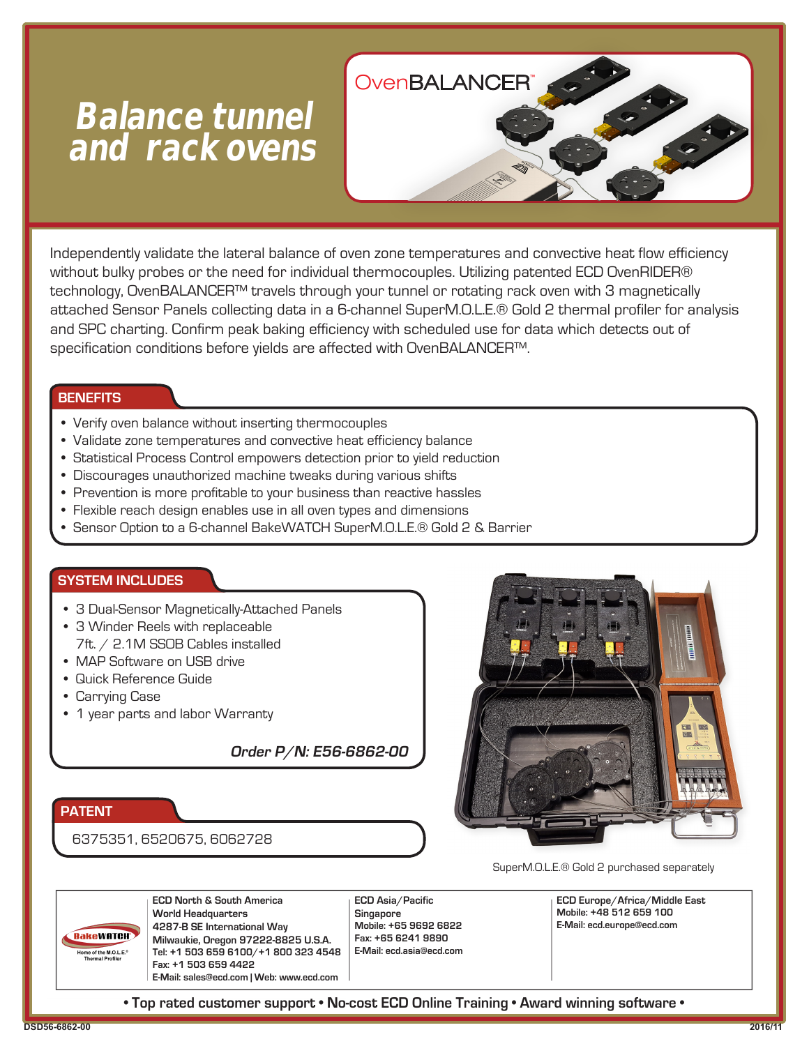# Balance tunnel and rack ovens

OvenBALANCER™

Independently validate the lateral balance of oven zone temperatures and convective heat flow efficiency without bulky probes or the need for individual thermocouples. Utilizing patented ECD OvenRIDER® technology, OvenBALANCER™ travels through your tunnel or rotating rack oven with 3 magnetically attached Sensor Panels collecting data in a 6-channel SuperM.O.L.E.® Gold 2 thermal profiler for analysis and SPC charting. Confirm peak baking efficiency with scheduled use for data which detects out of specification conditions before yields are affected with OvenBALANCER™.

## BENEFITS

- Verify oven balance without inserting thermocouples
- Validate zone temperatures and convective heat efficiency balance
- Statistical Process Control empowers detection prior to yield reduction
- Discourages unauthorized machine tweaks during various shifts
- Prevention is more profitable to your business than reactive hassles
- Flexible reach design enables use in all oven types and dimensions
- Sensor Option to a 6-channel BakeWATCH SuperM.O.L.E.® Gold 2 & Barrier

## SYSTEM INCLUDES

- 3 Dual-Sensor Magnetically-Attached Panels
- 3 Winder Reels with replaceable 7ft. / 2.1M SSOB Cables installed
- MAP Software on USB drive
- Quick Reference Guide
- Carrying Case
- 1 year parts and labor Warranty

***Order P/N: E56-6862-00***

## PATENT

6375351, 6520675, 6062728

SuperM.O.L.E.® Gold 2 purchased separately

BakeWATCH — Home of the M.O.L.E.® Thermal Profiler

**ECD North & South America**
World Headquarters
4287-B SE International Way
Milwaukie, Oregon 97222-8825 U.S.A.
Tel: +1 503 659 6100/+1 800 323 4548
Fax: +1 503 659 4422
E-Mail: sales@ecd.com | Web: www.ecd.com

**ECD Asia/Pacific**
Singapore
Mobile: +65 9692 6822
Fax: +65 6241 9890
E-Mail: ecd.asia@ecd.com

**ECD Europe/Africa/Middle East**
Mobile: +48 512 659 100
E-Mail: ecd.europe@ecd.com

**• Top rated customer support • No-cost ECD Online Training • Award winning software •**

DSD56-6862-00 2016/11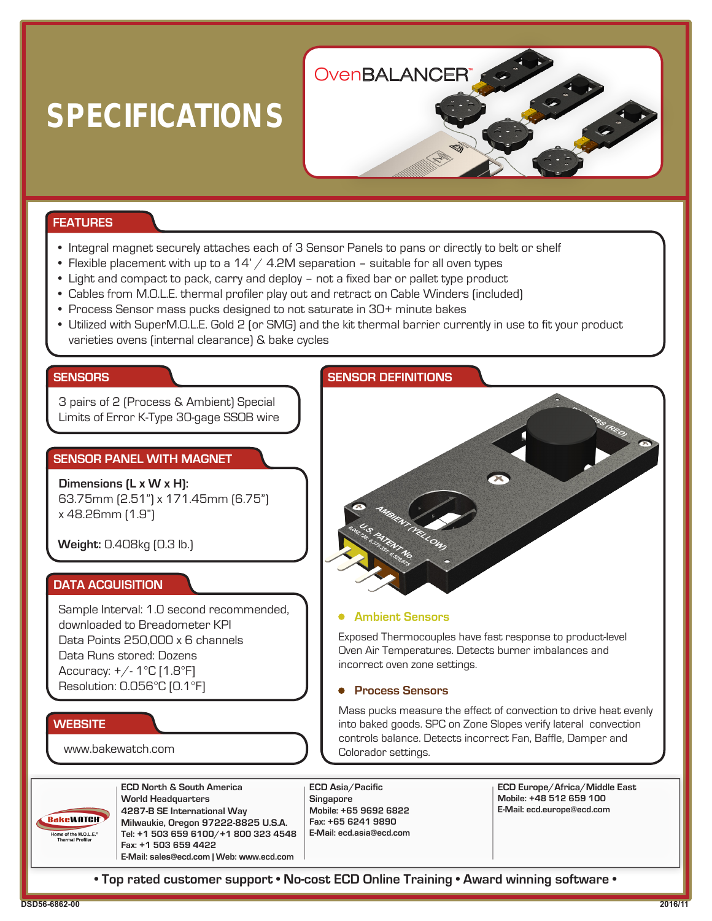# SPECIFICATIONS

OvenBALANCER™

## FEATURES

- Integral magnet securely attaches each of 3 Sensor Panels to pans or directly to belt or shelf
- Flexible placement with up to a 14' / 4.2M separation – suitable for all oven types
- Light and compact to pack, carry and deploy – not a fixed bar or pallet type product
- Cables from M.O.L.E. thermal profiler play out and retract on Cable Winders (included)
- Process Sensor mass pucks designed to not saturate in 30+ minute bakes
- Utilized with SuperM.O.L.E. Gold 2 (or SMG) and the kit thermal barrier currently in use to fit your product varieties ovens (internal clearance) & bake cycles

## SENSORS

3 pairs of 2 (Process & Ambient) Special Limits of Error K-Type 30-gage SSOB wire

## SENSOR PANEL WITH MAGNET

**Dimensions (L x W x H):**
63.75mm (2.51") x 171.45mm (6.75") x 48.26mm (1.9")

**Weight:** 0.408kg (0.3 lb.)

## DATA ACQUISITION

Sample Interval: 1.0 second recommended, downloaded to Breadometer KPI
Data Points 250,000 x 6 channels
Data Runs stored: Dozens
Accuracy: +/- 1°C (1.8°F)
Resolution: 0.056°C (0.1°F)

## WEBSITE

www.bakewatch.com

## SENSOR DEFINITIONS

PROCESS (RED)
AMBIENT (YELLOW)
U.S. PATENT No. 6,062,728; 6,375,351; 6,520,675

- **Ambient Sensors**

Exposed Thermocouples have fast response to product-level Oven Air Temperatures. Detects burner imbalances and incorrect oven zone settings.

- **Process Sensors**

Mass pucks measure the effect of convection to drive heat evenly into baked goods. SPC on Zone Slopes verify lateral convection controls balance. Detects incorrect Fan, Baffle, Damper and Colorador settings.

BakeWATCH
Home of the M.O.L.E.® Thermal Profiler

**ECD North & South America**
**World Headquarters**
**4287-B SE International Way**
**Milwaukie, Oregon 97222-8825 U.S.A.**
**Tel: +1 503 659 6100/+1 800 323 4548**
**Fax: +1 503 659 4422**
**E-Mail: sales@ecd.com | Web: www.ecd.com**

**ECD Asia/Pacific**
**Singapore**
**Mobile: +65 9692 6822**
**Fax: +65 6241 9890**
**E-Mail: ecd.asia@ecd.com**

**ECD Europe/Africa/Middle East**
**Mobile: +48 512 659 100**
**E-Mail: ecd.europe@ecd.com**

**• Top rated customer support • No-cost ECD Online Training • Award winning software •**

DSD56-6862-00 2016/11